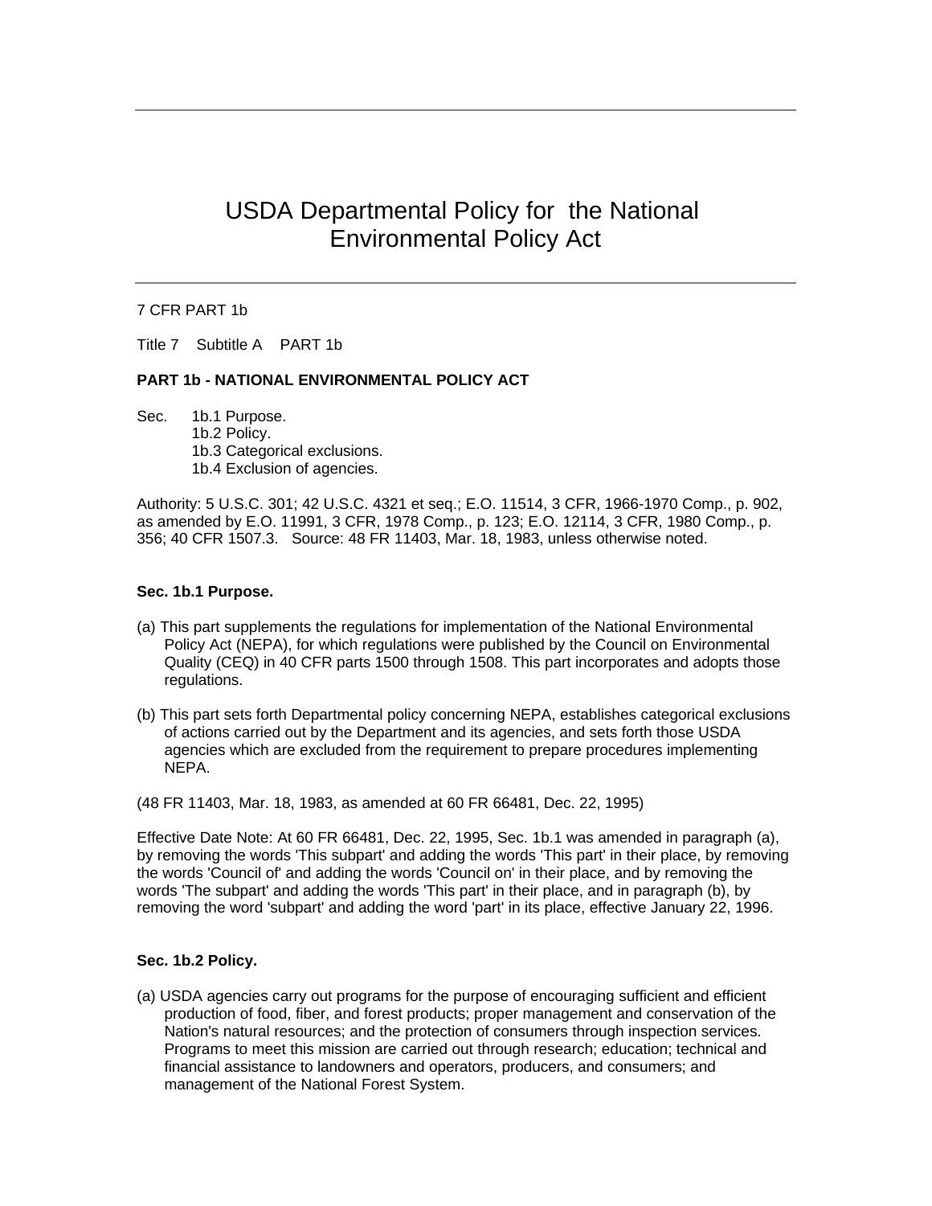# USDA Departmental Policy for the National Environmental Policy Act

7 CFR PART 1b

Title 7    Subtitle A    PART 1b

**PART 1b - NATIONAL ENVIRONMENTAL POLICY ACT**

Sec.
- 1b.1 Purpose.
- 1b.2 Policy.
- 1b.3 Categorical exclusions.
- 1b.4 Exclusion of agencies.

Authority: 5 U.S.C. 301; 42 U.S.C. 4321 et seq.; E.O. 11514, 3 CFR, 1966-1970 Comp., p. 902, as amended by E.O. 11991, 3 CFR, 1978 Comp., p. 123; E.O. 12114, 3 CFR, 1980 Comp., p. 356; 40 CFR 1507.3.   Source: 48 FR 11403, Mar. 18, 1983, unless otherwise noted.

**Sec. 1b.1 Purpose.**

(a) This part supplements the regulations for implementation of the National Environmental Policy Act (NEPA), for which regulations were published by the Council on Environmental Quality (CEQ) in 40 CFR parts 1500 through 1508. This part incorporates and adopts those regulations.

(b) This part sets forth Departmental policy concerning NEPA, establishes categorical exclusions of actions carried out by the Department and its agencies, and sets forth those USDA agencies which are excluded from the requirement to prepare procedures implementing NEPA.

(48 FR 11403, Mar. 18, 1983, as amended at 60 FR 66481, Dec. 22, 1995)

Effective Date Note: At 60 FR 66481, Dec. 22, 1995, Sec. 1b.1 was amended in paragraph (a), by removing the words 'This subpart' and adding the words 'This part' in their place, by removing the words 'Council of' and adding the words 'Council on' in their place, and by removing the words 'The subpart' and adding the words 'This part' in their place, and in paragraph (b), by removing the word 'subpart' and adding the word 'part' in its place, effective January 22, 1996.

**Sec. 1b.2 Policy.**

(a) USDA agencies carry out programs for the purpose of encouraging sufficient and efficient production of food, fiber, and forest products; proper management and conservation of the Nation's natural resources; and the protection of consumers through inspection services. Programs to meet this mission are carried out through research; education; technical and financial assistance to landowners and operators, producers, and consumers; and management of the National Forest System.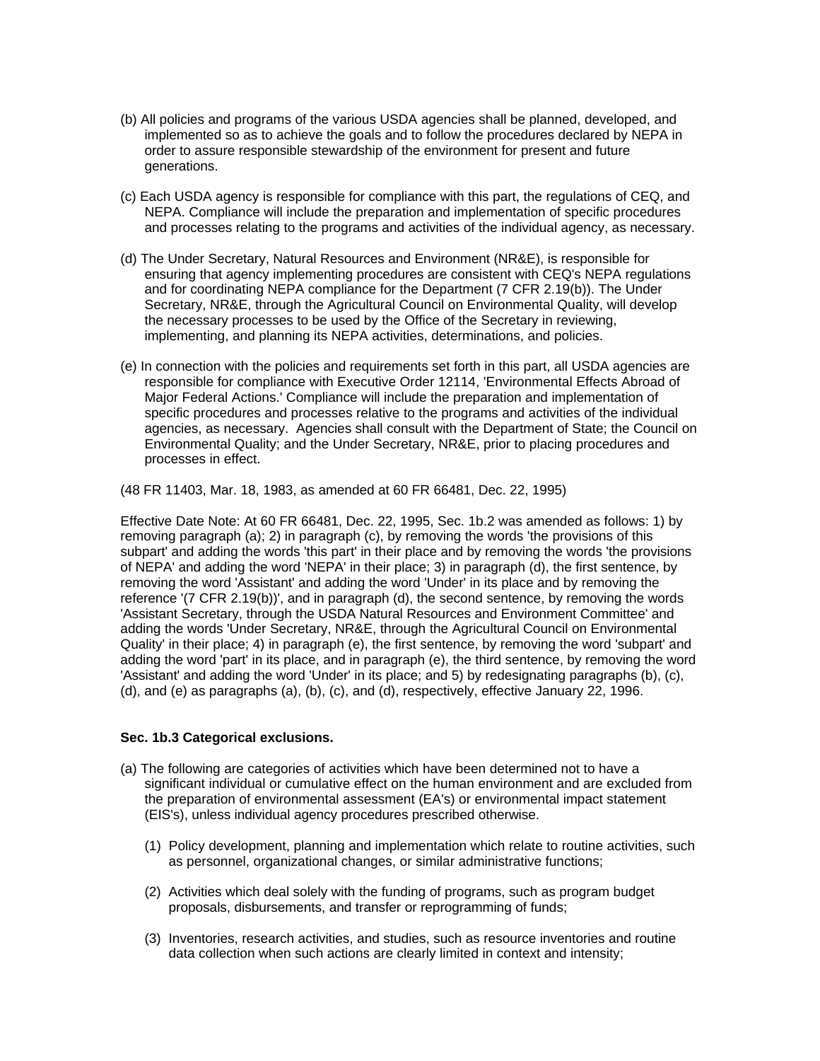(b) All policies and programs of the various USDA agencies shall be planned, developed, and implemented so as to achieve the goals and to follow the procedures declared by NEPA in order to assure responsible stewardship of the environment for present and future generations.

(c) Each USDA agency is responsible for compliance with this part, the regulations of CEQ, and NEPA. Compliance will include the preparation and implementation of specific procedures and processes relating to the programs and activities of the individual agency, as necessary.

(d) The Under Secretary, Natural Resources and Environment (NR&E), is responsible for ensuring that agency implementing procedures are consistent with CEQ's NEPA regulations and for coordinating NEPA compliance for the Department (7 CFR 2.19(b)). The Under Secretary, NR&E, through the Agricultural Council on Environmental Quality, will develop the necessary processes to be used by the Office of the Secretary in reviewing, implementing, and planning its NEPA activities, determinations, and policies.

(e) In connection with the policies and requirements set forth in this part, all USDA agencies are responsible for compliance with Executive Order 12114, 'Environmental Effects Abroad of Major Federal Actions.' Compliance will include the preparation and implementation of specific procedures and processes relative to the programs and activities of the individual agencies, as necessary. Agencies shall consult with the Department of State; the Council on Environmental Quality; and the Under Secretary, NR&E, prior to placing procedures and processes in effect.

(48 FR 11403, Mar. 18, 1983, as amended at 60 FR 66481, Dec. 22, 1995)

Effective Date Note: At 60 FR 66481, Dec. 22, 1995, Sec. 1b.2 was amended as follows: 1) by removing paragraph (a); 2) in paragraph (c), by removing the words 'the provisions of this subpart' and adding the words 'this part' in their place and by removing the words 'the provisions of NEPA' and adding the word 'NEPA' in their place; 3) in paragraph (d), the first sentence, by removing the word 'Assistant' and adding the word 'Under' in its place and by removing the reference '(7 CFR 2.19(b))', and in paragraph (d), the second sentence, by removing the words 'Assistant Secretary, through the USDA Natural Resources and Environment Committee' and adding the words 'Under Secretary, NR&E, through the Agricultural Council on Environmental Quality' in their place; 4) in paragraph (e), the first sentence, by removing the word 'subpart' and adding the word 'part' in its place, and in paragraph (e), the third sentence, by removing the word 'Assistant' and adding the word 'Under' in its place; and 5) by redesignating paragraphs (b), (c), (d), and (e) as paragraphs (a), (b), (c), and (d), respectively, effective January 22, 1996.

**Sec. 1b.3 Categorical exclusions.**

(a) The following are categories of activities which have been determined not to have a significant individual or cumulative effect on the human environment and are excluded from the preparation of environmental assessment (EA's) or environmental impact statement (EIS's), unless individual agency procedures prescribed otherwise.

(1) Policy development, planning and implementation which relate to routine activities, such as personnel, organizational changes, or similar administrative functions;

(2) Activities which deal solely with the funding of programs, such as program budget proposals, disbursements, and transfer or reprogramming of funds;

(3) Inventories, research activities, and studies, such as resource inventories and routine data collection when such actions are clearly limited in context and intensity;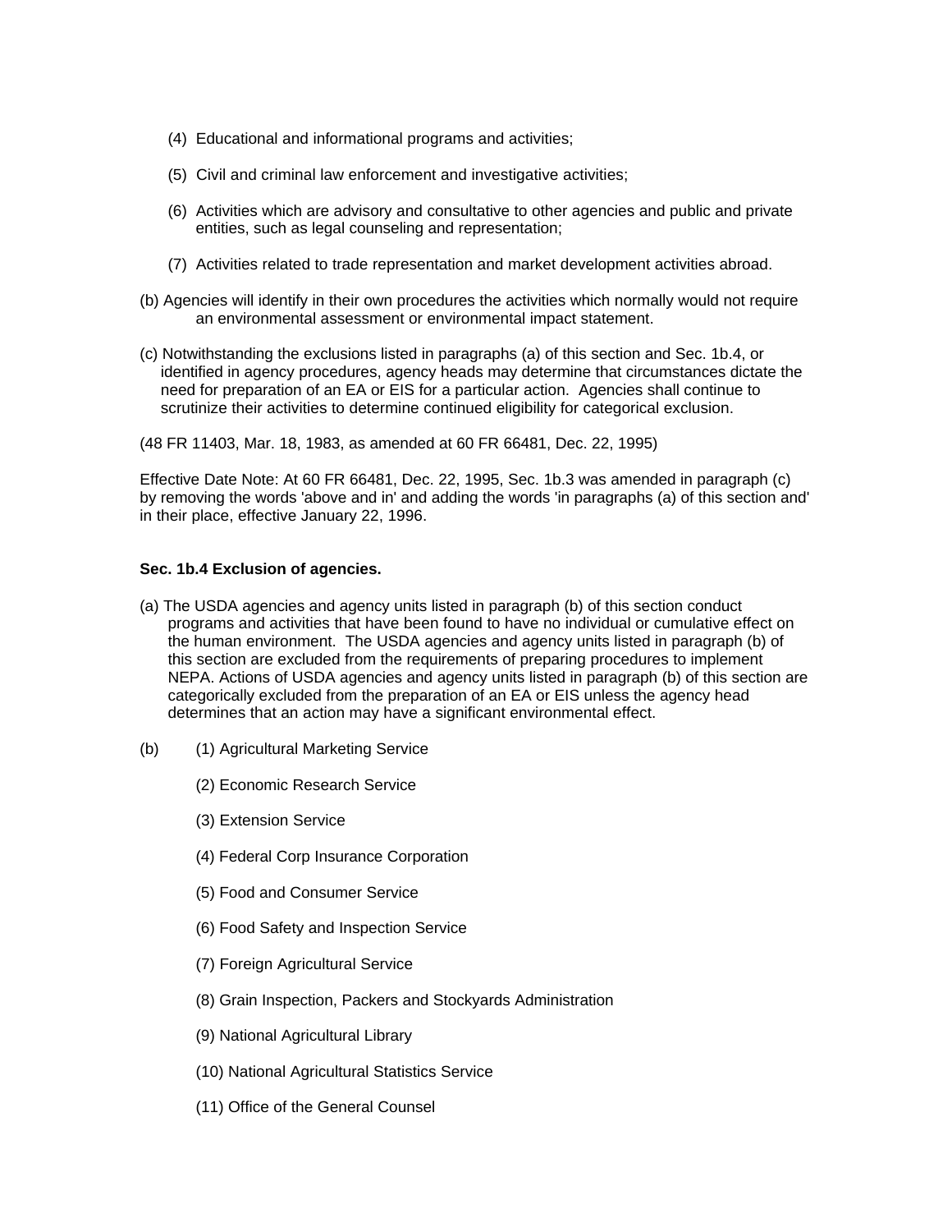(4) Educational and informational programs and activities;

(5) Civil and criminal law enforcement and investigative activities;

(6) Activities which are advisory and consultative to other agencies and public and private entities, such as legal counseling and representation;

(7) Activities related to trade representation and market development activities abroad.

(b) Agencies will identify in their own procedures the activities which normally would not require an environmental assessment or environmental impact statement.

(c) Notwithstanding the exclusions listed in paragraphs (a) of this section and Sec. 1b.4, or identified in agency procedures, agency heads may determine that circumstances dictate the need for preparation of an EA or EIS for a particular action. Agencies shall continue to scrutinize their activities to determine continued eligibility for categorical exclusion.

(48 FR 11403, Mar. 18, 1983, as amended at 60 FR 66481, Dec. 22, 1995)

Effective Date Note: At 60 FR 66481, Dec. 22, 1995, Sec. 1b.3 was amended in paragraph (c) by removing the words 'above and in' and adding the words 'in paragraphs (a) of this section and' in their place, effective January 22, 1996.

**Sec. 1b.4 Exclusion of agencies.**

(a) The USDA agencies and agency units listed in paragraph (b) of this section conduct programs and activities that have been found to have no individual or cumulative effect on the human environment. The USDA agencies and agency units listed in paragraph (b) of this section are excluded from the requirements of preparing procedures to implement NEPA. Actions of USDA agencies and agency units listed in paragraph (b) of this section are categorically excluded from the preparation of an EA or EIS unless the agency head determines that an action may have a significant environmental effect.

(b) (1) Agricultural Marketing Service

(2) Economic Research Service

(3) Extension Service

(4) Federal Corp Insurance Corporation

(5) Food and Consumer Service

(6) Food Safety and Inspection Service

(7) Foreign Agricultural Service

(8) Grain Inspection, Packers and Stockyards Administration

(9) National Agricultural Library

(10) National Agricultural Statistics Service

(11) Office of the General Counsel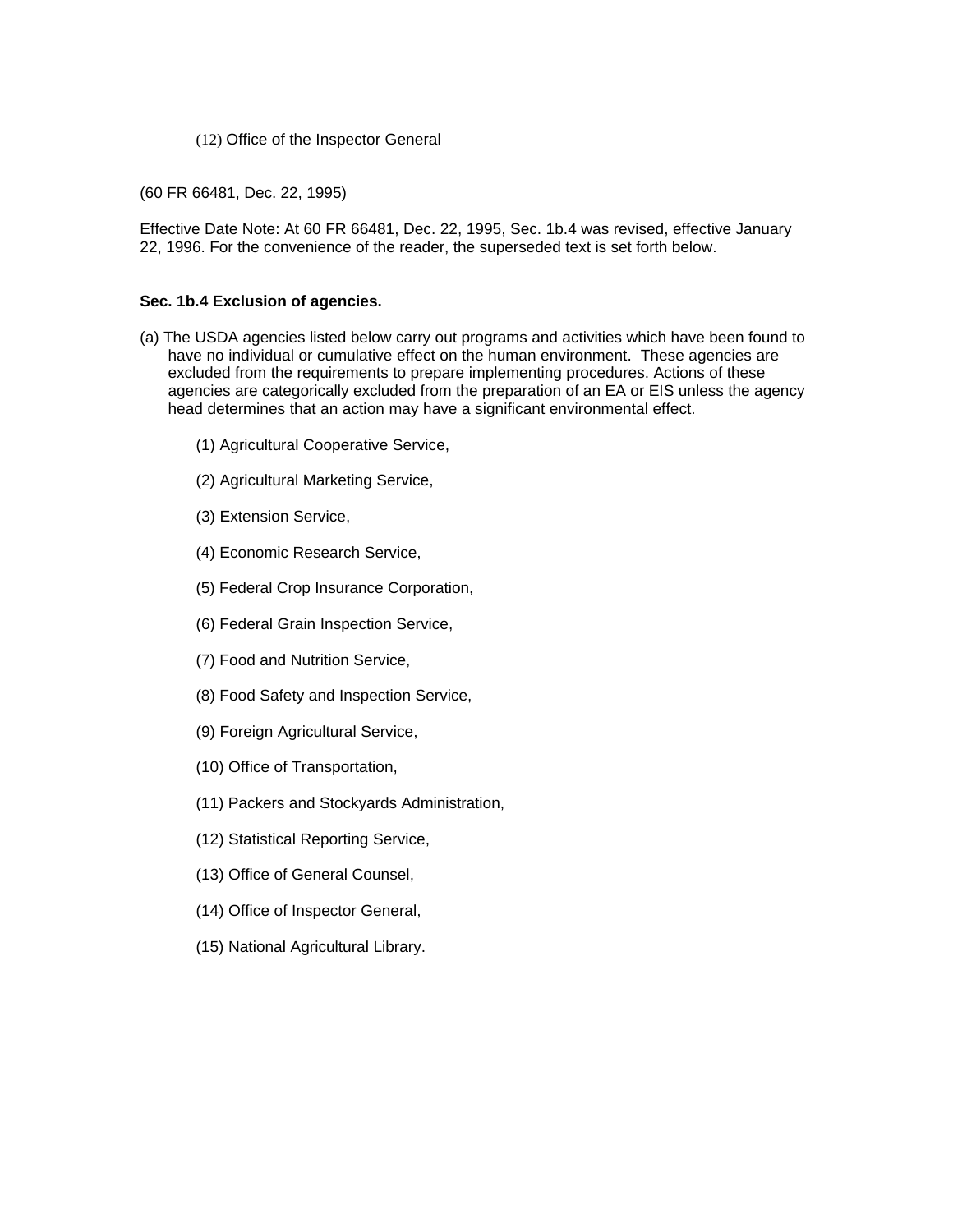(12) Office of the Inspector General

(60 FR 66481, Dec. 22, 1995)

Effective Date Note: At 60 FR 66481, Dec. 22, 1995, Sec. 1b.4 was revised, effective January 22, 1996. For the convenience of the reader, the superseded text is set forth below.

**Sec. 1b.4 Exclusion of agencies.**

(a) The USDA agencies listed below carry out programs and activities which have been found to have no individual or cumulative effect on the human environment. These agencies are excluded from the requirements to prepare implementing procedures. Actions of these agencies are categorically excluded from the preparation of an EA or EIS unless the agency head determines that an action may have a significant environmental effect.

(1) Agricultural Cooperative Service,

(2) Agricultural Marketing Service,

(3) Extension Service,

(4) Economic Research Service,

(5) Federal Crop Insurance Corporation,

(6) Federal Grain Inspection Service,

(7) Food and Nutrition Service,

(8) Food Safety and Inspection Service,

(9) Foreign Agricultural Service,

(10) Office of Transportation,

(11) Packers and Stockyards Administration,

(12) Statistical Reporting Service,

(13) Office of General Counsel,

(14) Office of Inspector General,

(15) National Agricultural Library.